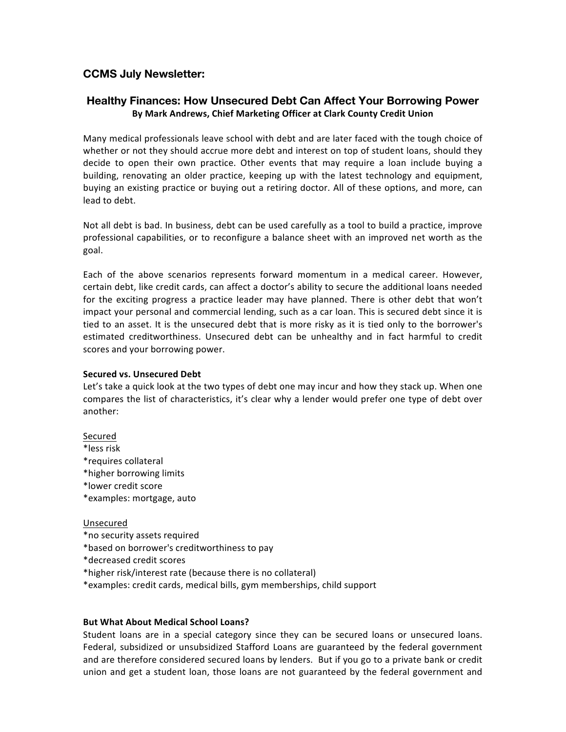## CCMS July Newsletter:

### Healthy Finances: How Unsecured Debt Can Affect Your Borrowing Power

**By Mark Andrews, Chief Marketing Officer at Clark County Credit Union**

Many medical professionals leave school with debt and are later faced with the tough choice of whether or not they should accrue more debt and interest on top of student loans, should they decide to open their own practice. Other events that may require a loan include buying a building, renovating an older practice, keeping up with the latest technology and equipment, buying an existing practice or buying out a retiring doctor. All of these options, and more, can lead to debt.

Not all debt is bad. In business, debt can be used carefully as a tool to build a practice, improve professional capabilities, or to reconfigure a balance sheet with an improved net worth as the goal.

Each of the above scenarios represents forward momentum in a medical career. However, certain debt, like credit cards, can affect a doctor's ability to secure the additional loans needed for the exciting progress a practice leader may have planned. There is other debt that won't impact your personal and commercial lending, such as a car loan. This is secured debt since it is tied to an asset. It is the unsecured debt that is more risky as it is tied only to the borrower's estimated creditworthiness. Unsecured debt can be unhealthy and in fact harmful to credit scores and your borrowing power.

**Secured vs. Unsecured Debt**

Let's take a quick look at the two types of debt one may incur and how they stack up. When one compares the list of characteristics, it's clear why a lender would prefer one type of debt over another:

<u>Secured</u>
*less risk
*requires collateral
*higher borrowing limits
*lower credit score
*examples: mortgage, auto

<u>Unsecured</u>
*no security assets required
*based on borrower's creditworthiness to pay
*decreased credit scores
*higher risk/interest rate (because there is no collateral)
*examples: credit cards, medical bills, gym memberships, child support

**But What About Medical School Loans?**

Student loans are in a special category since they can be secured loans or unsecured loans. Federal, subsidized or unsubsidized Stafford Loans are guaranteed by the federal government and are therefore considered secured loans by lenders. But if you go to a private bank or credit union and get a student loan, those loans are not guaranteed by the federal government and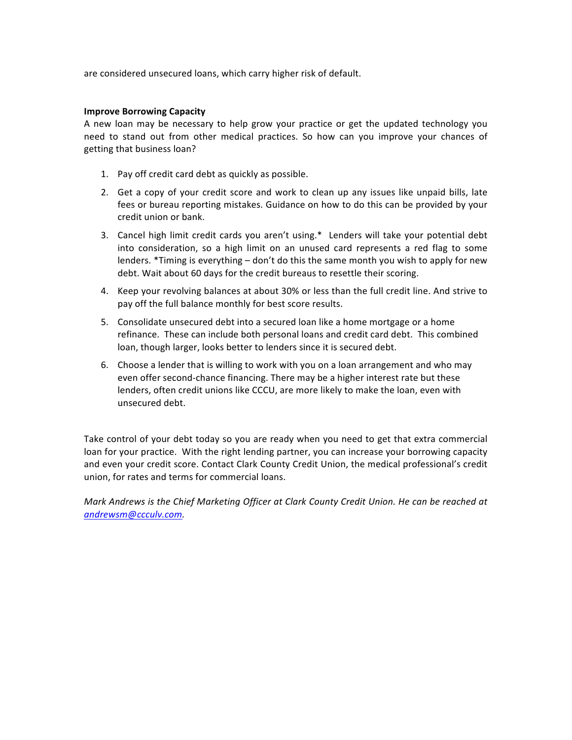are considered unsecured loans, which carry higher risk of default.

**Improve Borrowing Capacity**

A new loan may be necessary to help grow your practice or get the updated technology you need to stand out from other medical practices. So how can you improve your chances of getting that business loan?

1. Pay off credit card debt as quickly as possible.
2. Get a copy of your credit score and work to clean up any issues like unpaid bills, late fees or bureau reporting mistakes. Guidance on how to do this can be provided by your credit union or bank.
3. Cancel high limit credit cards you aren't using.* Lenders will take your potential debt into consideration, so a high limit on an unused card represents a red flag to some lenders. *Timing is everything – don't do this the same month you wish to apply for new debt. Wait about 60 days for the credit bureaus to resettle their scoring.
4. Keep your revolving balances at about 30% or less than the full credit line. And strive to pay off the full balance monthly for best score results.
5. Consolidate unsecured debt into a secured loan like a home mortgage or a home refinance. These can include both personal loans and credit card debt. This combined loan, though larger, looks better to lenders since it is secured debt.
6. Choose a lender that is willing to work with you on a loan arrangement and who may even offer second-chance financing. There may be a higher interest rate but these lenders, often credit unions like CCCU, are more likely to make the loan, even with unsecured debt.

Take control of your debt today so you are ready when you need to get that extra commercial loan for your practice. With the right lending partner, you can increase your borrowing capacity and even your credit score. Contact Clark County Credit Union, the medical professional's credit union, for rates and terms for commercial loans.

*Mark Andrews is the Chief Marketing Officer at Clark County Credit Union. He can be reached at [andrewsm@ccculv.com](mailto:andrewsm@ccculv.com).*